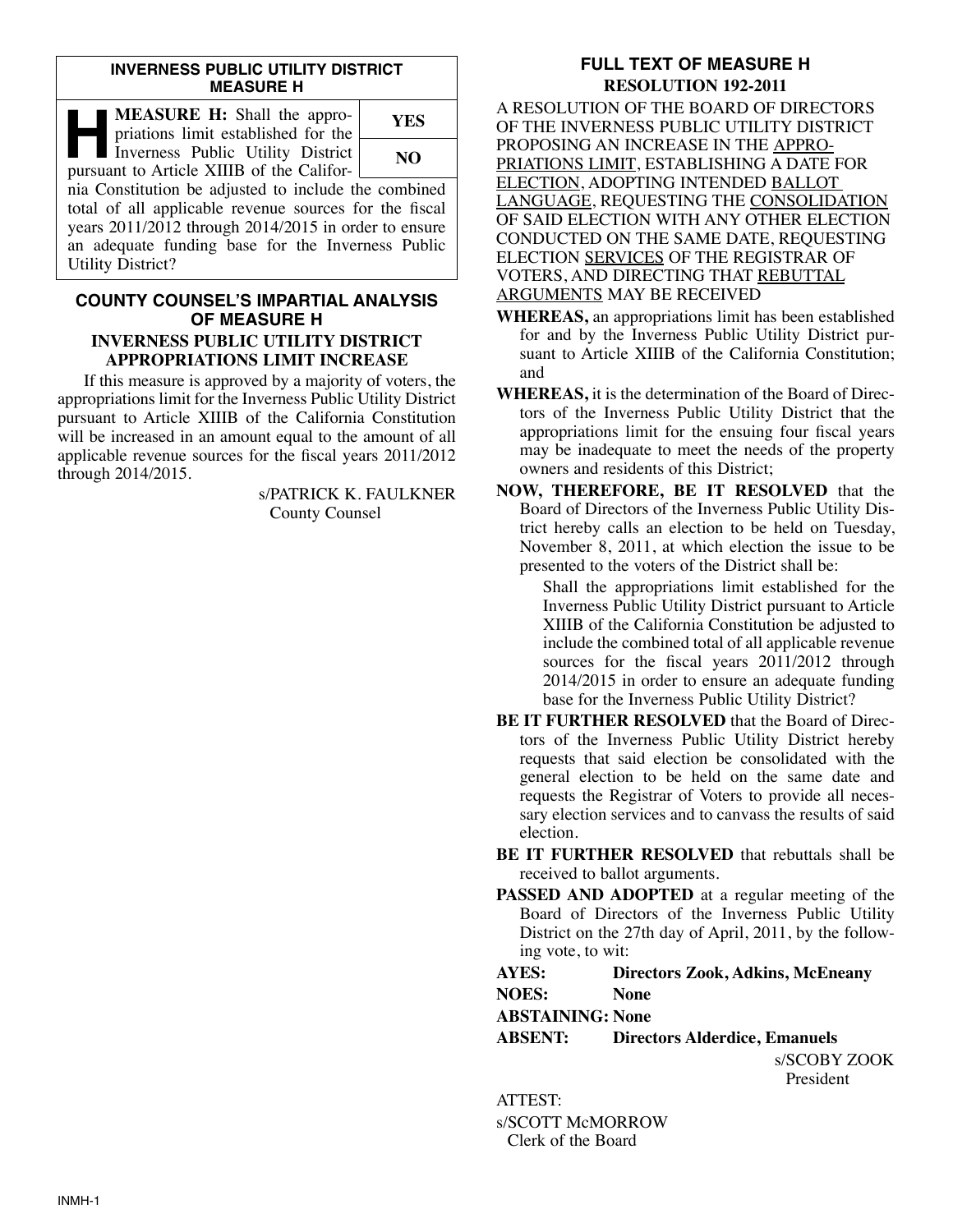## INVERNESS PUBLIC UTILITY DISTRICT MEASURE H

**H** **MEASURE H:** Shall the appropriations limit established for the Inverness Public Utility District pursuant to Article XIIIB of the California Constitution be adjusted to include the combined total of all applicable revenue sources for the fiscal years 2011/2012 through 2014/2015 in order to ensure an adequate funding base for the Inverness Public Utility District?

| YES |
|---|
| NO |

## COUNTY COUNSEL'S IMPARTIAL ANALYSIS OF MEASURE H

### INVERNESS PUBLIC UTILITY DISTRICT APPROPRIATIONS LIMIT INCREASE

If this measure is approved by a majority of voters, the appropriations limit for the Inverness Public Utility District pursuant to Article XIIIB of the California Constitution will be increased in an amount equal to the amount of all applicable revenue sources for the fiscal years 2011/2012 through 2014/2015.

s/PATRICK K. FAULKNER
County Counsel

## FULL TEXT OF MEASURE H

### RESOLUTION 192-2011

A RESOLUTION OF THE BOARD OF DIRECTORS OF THE INVERNESS PUBLIC UTILITY DISTRICT PROPOSING AN INCREASE IN THE APPROPRIATIONS LIMIT, ESTABLISHING A DATE FOR ELECTION, ADOPTING INTENDED BALLOT LANGUAGE, REQUESTING THE CONSOLIDATION OF SAID ELECTION WITH ANY OTHER ELECTION CONDUCTED ON THE SAME DATE, REQUESTING ELECTION SERVICES OF THE REGISTRAR OF VOTERS, AND DIRECTING THAT REBUTTAL ARGUMENTS MAY BE RECEIVED

**WHEREAS,** an appropriations limit has been established for and by the Inverness Public Utility District pursuant to Article XIIIB of the California Constitution; and

**WHEREAS,** it is the determination of the Board of Directors of the Inverness Public Utility District that the appropriations limit for the ensuing four fiscal years may be inadequate to meet the needs of the property owners and residents of this District;

**NOW, THEREFORE, BE IT RESOLVED** that the Board of Directors of the Inverness Public Utility District hereby calls an election to be held on Tuesday, November 8, 2011, at which election the issue to be presented to the voters of the District shall be:

> Shall the appropriations limit established for the Inverness Public Utility District pursuant to Article XIIIB of the California Constitution be adjusted to include the combined total of all applicable revenue sources for the fiscal years 2011/2012 through 2014/2015 in order to ensure an adequate funding base for the Inverness Public Utility District?

**BE IT FURTHER RESOLVED** that the Board of Directors of the Inverness Public Utility District hereby requests that said election be consolidated with the general election to be held on the same date and requests the Registrar of Voters to provide all necessary election services and to canvass the results of said election.

**BE IT FURTHER RESOLVED** that rebuttals shall be received to ballot arguments.

**PASSED AND ADOPTED** at a regular meeting of the Board of Directors of the Inverness Public Utility District on the 27th day of April, 2011, by the following vote, to wit:

**AYES:** **Directors Zook, Adkins, McEneany**
**NOES:** **None**
**ABSTAINING: None**
**ABSENT:** **Directors Alderdice, Emanuels**

s/SCOBY ZOOK
President

ATTEST:

s/SCOTT McMORROW
Clerk of the Board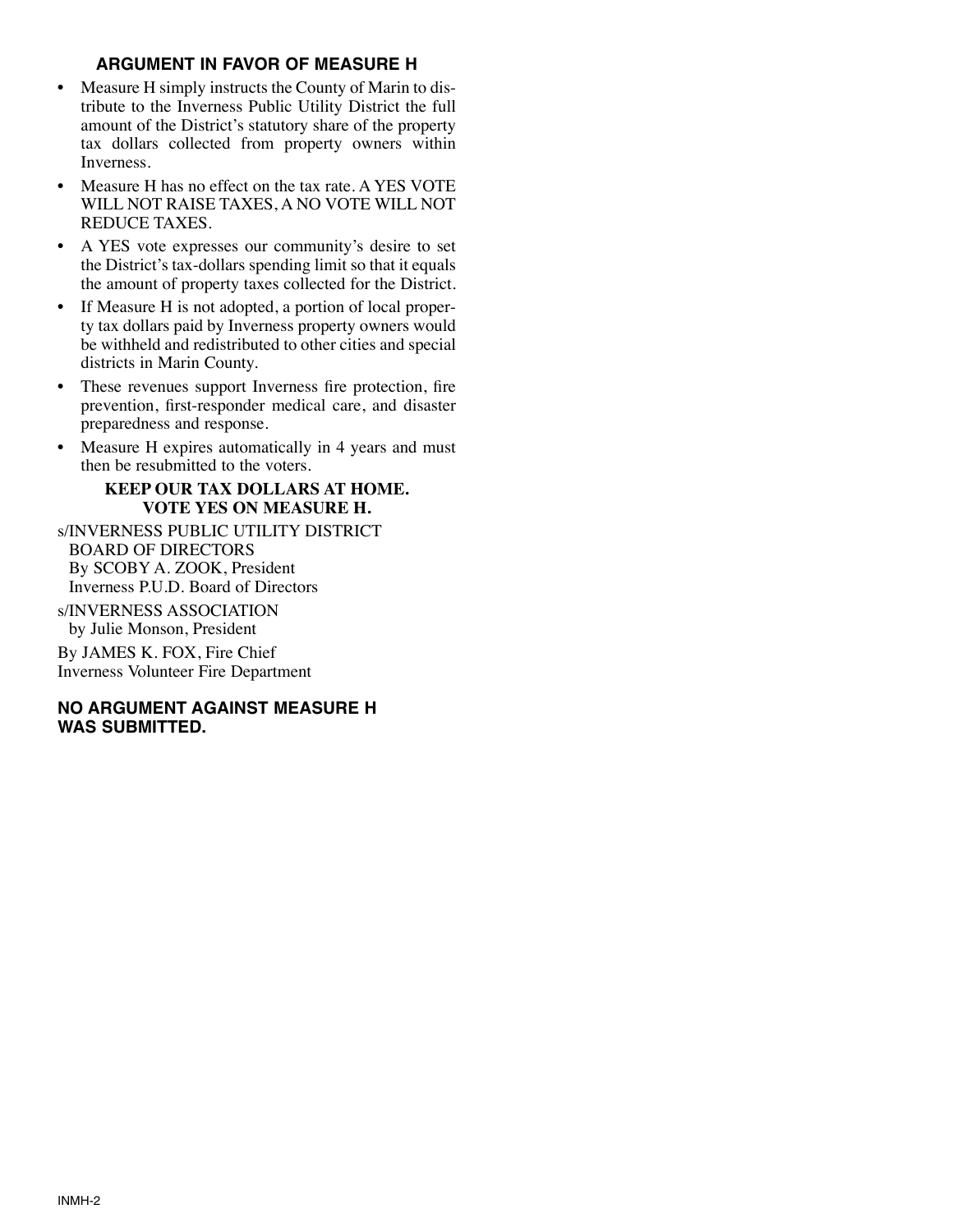## ARGUMENT IN FAVOR OF MEASURE H

- Measure H simply instructs the County of Marin to distribute to the Inverness Public Utility District the full amount of the District's statutory share of the property tax dollars collected from property owners within Inverness.
- Measure H has no effect on the tax rate. A YES VOTE WILL NOT RAISE TAXES, A NO VOTE WILL NOT REDUCE TAXES.
- A YES vote expresses our community's desire to set the District's tax-dollars spending limit so that it equals the amount of property taxes collected for the District.
- If Measure H is not adopted, a portion of local property tax dollars paid by Inverness property owners would be withheld and redistributed to other cities and special districts in Marin County.
- These revenues support Inverness fire protection, fire prevention, first-responder medical care, and disaster preparedness and response.
- Measure H expires automatically in 4 years and must then be resubmitted to the voters.

**KEEP OUR TAX DOLLARS AT HOME.**
**VOTE YES ON MEASURE H.**

s/INVERNESS PUBLIC UTILITY DISTRICT
BOARD OF DIRECTORS
By SCOBY A. ZOOK, President
Inverness P.U.D. Board of Directors

s/INVERNESS ASSOCIATION
by Julie Monson, President

By JAMES K. FOX, Fire Chief
Inverness Volunteer Fire Department

## NO ARGUMENT AGAINST MEASURE H WAS SUBMITTED.